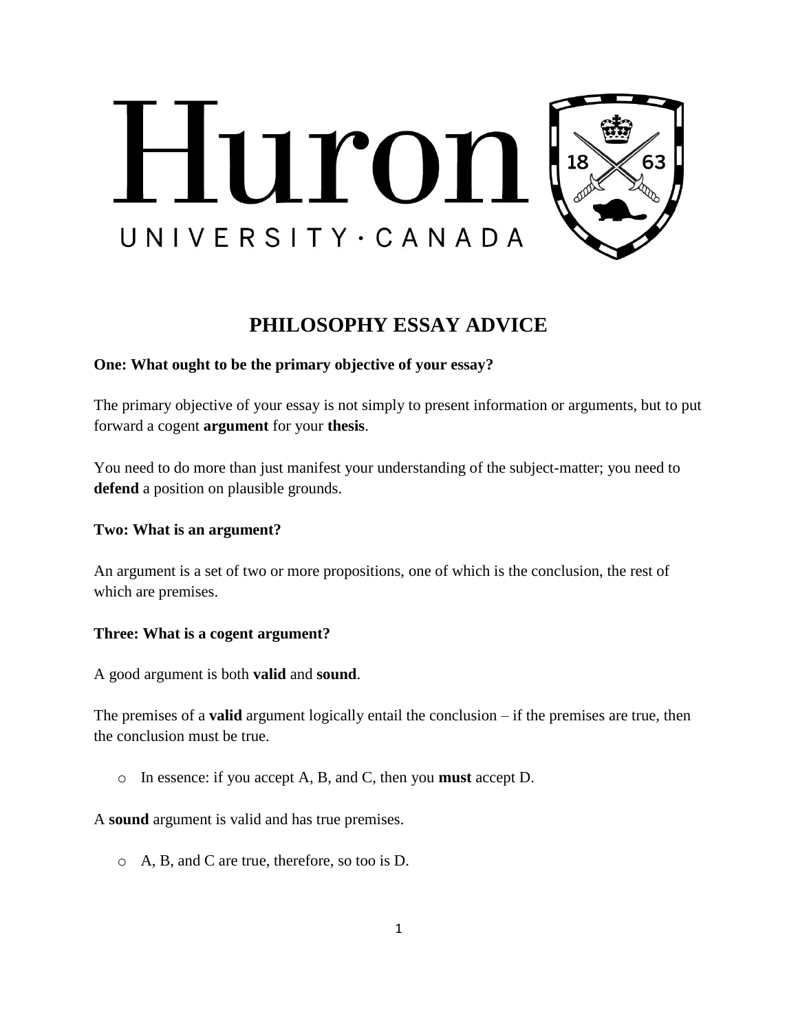Huron

UNIVERSITY · CANADA

# PHILOSOPHY ESSAY ADVICE

**One: What ought to be the primary objective of your essay?**

The primary objective of your essay is not simply to present information or arguments, but to put forward a cogent **argument** for your **thesis**.

You need to do more than just manifest your understanding of the subject-matter; you need to **defend** a position on plausible grounds.

**Two: What is an argument?**

An argument is a set of two or more propositions, one of which is the conclusion, the rest of which are premises.

**Three: What is a cogent argument?**

A good argument is both **valid** and **sound**.

The premises of a **valid** argument logically entail the conclusion – if the premises are true, then the conclusion must be true.

- In essence: if you accept A, B, and C, then you **must** accept D.

A **sound** argument is valid and has true premises.

- A, B, and C are true, therefore, so too is D.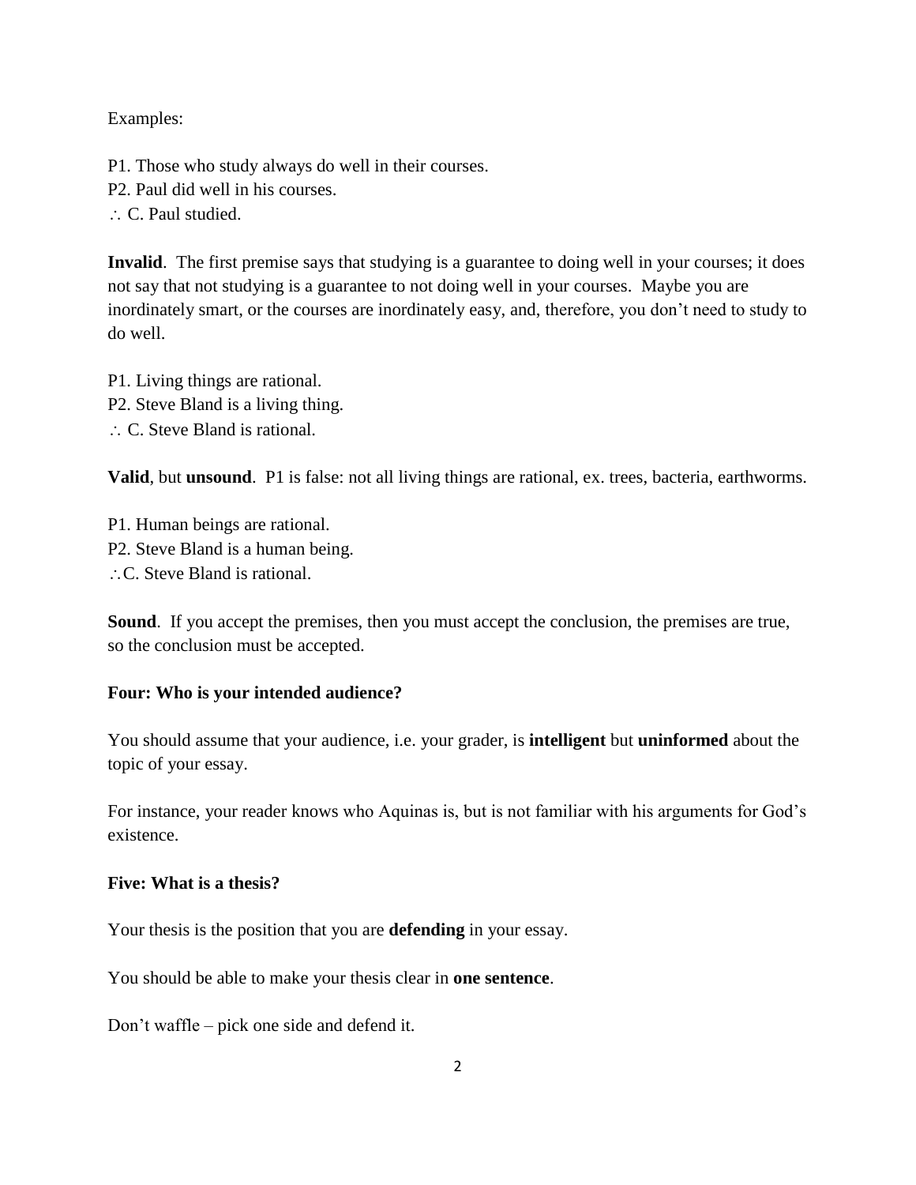Examples:

P1. Those who study always do well in their courses.  
P2. Paul did well in his courses.  
∴ C. Paul studied.

**Invalid**. The first premise says that studying is a guarantee to doing well in your courses; it does not say that not studying is a guarantee to not doing well in your courses. Maybe you are inordinately smart, or the courses are inordinately easy, and, therefore, you don't need to study to do well.

P1. Living things are rational.  
P2. Steve Bland is a living thing.  
∴ C. Steve Bland is rational.

**Valid**, but **unsound**. P1 is false: not all living things are rational, ex. trees, bacteria, earthworms.

P1. Human beings are rational.  
P2. Steve Bland is a human being.  
∴C. Steve Bland is rational.

**Sound**. If you accept the premises, then you must accept the conclusion, the premises are true, so the conclusion must be accepted.

**Four: Who is your intended audience?**

You should assume that your audience, i.e. your grader, is **intelligent** but **uninformed** about the topic of your essay.

For instance, your reader knows who Aquinas is, but is not familiar with his arguments for God's existence.

**Five: What is a thesis?**

Your thesis is the position that you are **defending** in your essay.

You should be able to make your thesis clear in **one sentence**.

Don't waffle – pick one side and defend it.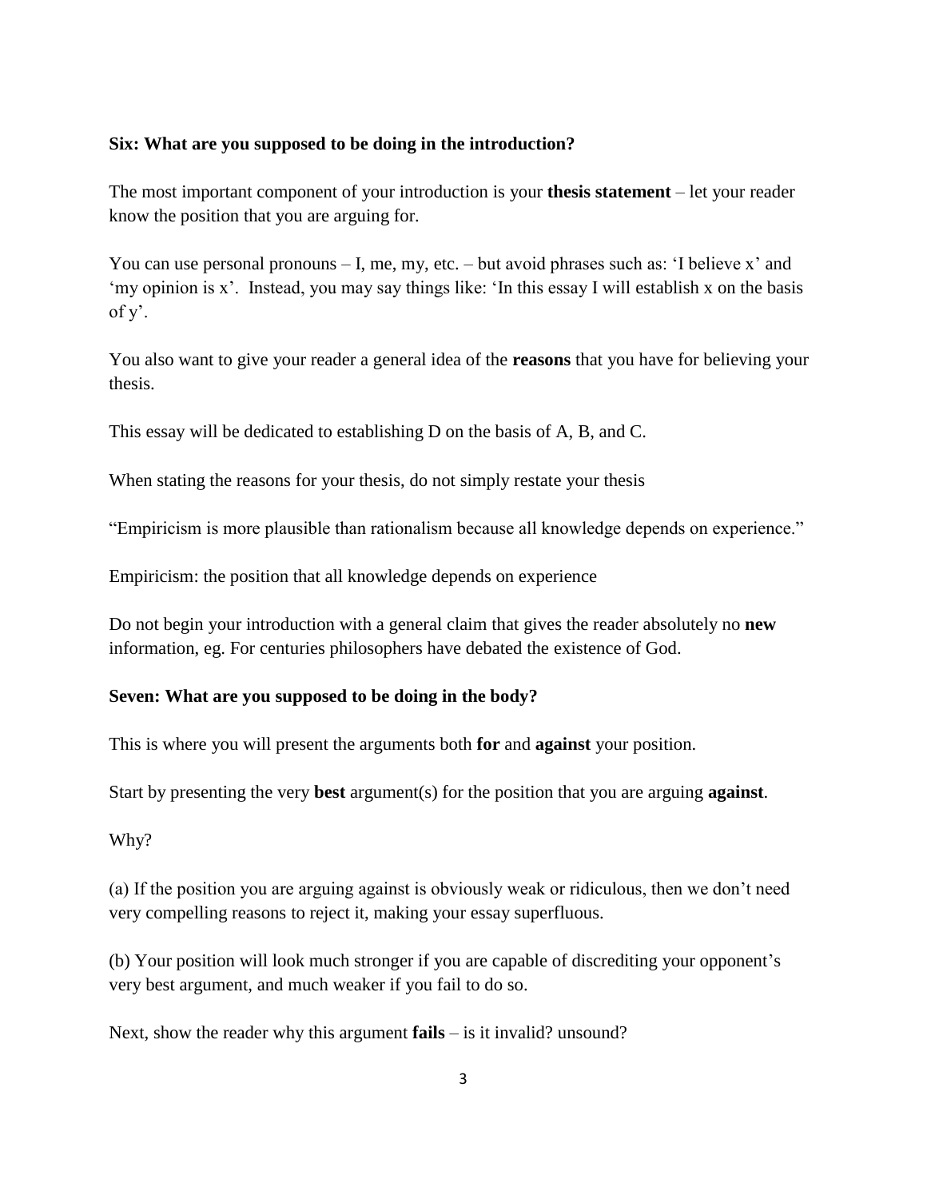**Six: What are you supposed to be doing in the introduction?**

The most important component of your introduction is your **thesis statement** – let your reader know the position that you are arguing for.

You can use personal pronouns – I, me, my, etc. – but avoid phrases such as: 'I believe x' and 'my opinion is x'. Instead, you may say things like: 'In this essay I will establish x on the basis of y'.

You also want to give your reader a general idea of the **reasons** that you have for believing your thesis.

This essay will be dedicated to establishing D on the basis of A, B, and C.

When stating the reasons for your thesis, do not simply restate your thesis

"Empiricism is more plausible than rationalism because all knowledge depends on experience."

Empiricism: the position that all knowledge depends on experience

Do not begin your introduction with a general claim that gives the reader absolutely no **new** information, eg. For centuries philosophers have debated the existence of God.

**Seven: What are you supposed to be doing in the body?**

This is where you will present the arguments both **for** and **against** your position.

Start by presenting the very **best** argument(s) for the position that you are arguing **against**.

Why?

(a) If the position you are arguing against is obviously weak or ridiculous, then we don't need very compelling reasons to reject it, making your essay superfluous.

(b) Your position will look much stronger if you are capable of discrediting your opponent's very best argument, and much weaker if you fail to do so.

Next, show the reader why this argument **fails** – is it invalid? unsound?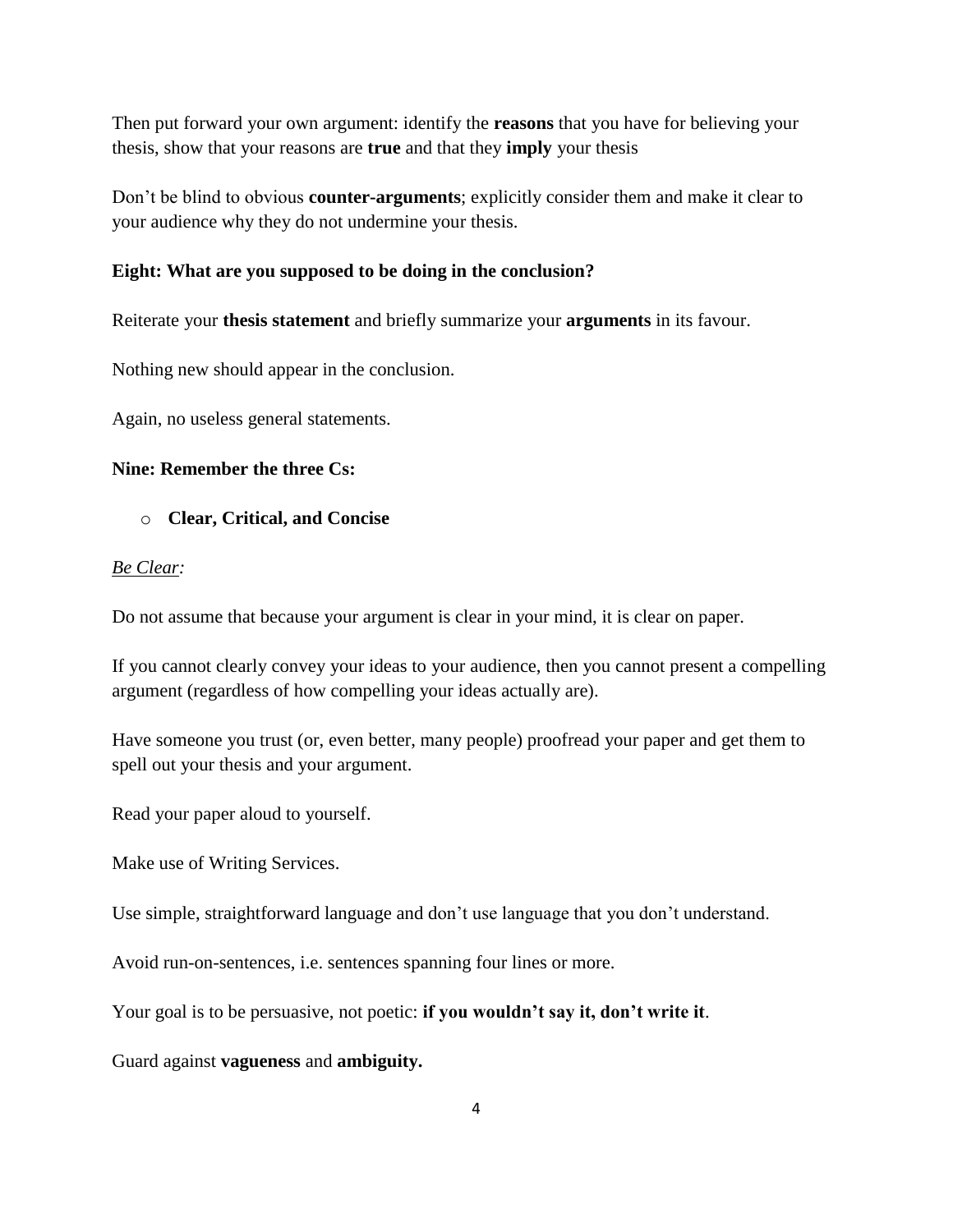Then put forward your own argument: identify the **reasons** that you have for believing your thesis, show that your reasons are **true** and that they **imply** your thesis

Don't be blind to obvious **counter-arguments**; explicitly consider them and make it clear to your audience why they do not undermine your thesis.

**Eight: What are you supposed to be doing in the conclusion?**

Reiterate your **thesis statement** and briefly summarize your **arguments** in its favour.

Nothing new should appear in the conclusion.

Again, no useless general statements.

**Nine: Remember the three Cs:**

- **Clear, Critical, and Concise**

*Be Clear:*

Do not assume that because your argument is clear in your mind, it is clear on paper.

If you cannot clearly convey your ideas to your audience, then you cannot present a compelling argument (regardless of how compelling your ideas actually are).

Have someone you trust (or, even better, many people) proofread your paper and get them to spell out your thesis and your argument.

Read your paper aloud to yourself.

Make use of Writing Services.

Use simple, straightforward language and don't use language that you don't understand.

Avoid run-on-sentences, i.e. sentences spanning four lines or more.

Your goal is to be persuasive, not poetic: **if you wouldn't say it, don't write it**.

Guard against **vagueness** and **ambiguity.**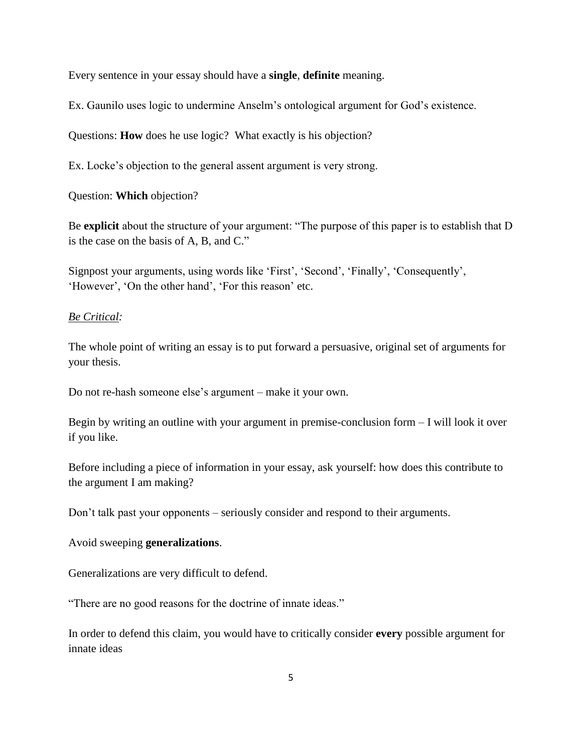Every sentence in your essay should have a **single**, **definite** meaning.

Ex. Gaunilo uses logic to undermine Anselm's ontological argument for God's existence.

Questions: **How** does he use logic? What exactly is his objection?

Ex. Locke's objection to the general assent argument is very strong.

Question: **Which** objection?

Be **explicit** about the structure of your argument: "The purpose of this paper is to establish that D is the case on the basis of A, B, and C."

Signpost your arguments, using words like 'First', 'Second', 'Finally', 'Consequently', 'However', 'On the other hand', 'For this reason' etc.

*Be Critical:*

The whole point of writing an essay is to put forward a persuasive, original set of arguments for your thesis.

Do not re-hash someone else's argument – make it your own.

Begin by writing an outline with your argument in premise-conclusion form – I will look it over if you like.

Before including a piece of information in your essay, ask yourself: how does this contribute to the argument I am making?

Don't talk past your opponents – seriously consider and respond to their arguments.

Avoid sweeping **generalizations**.

Generalizations are very difficult to defend.

"There are no good reasons for the doctrine of innate ideas."

In order to defend this claim, you would have to critically consider **every** possible argument for innate ideas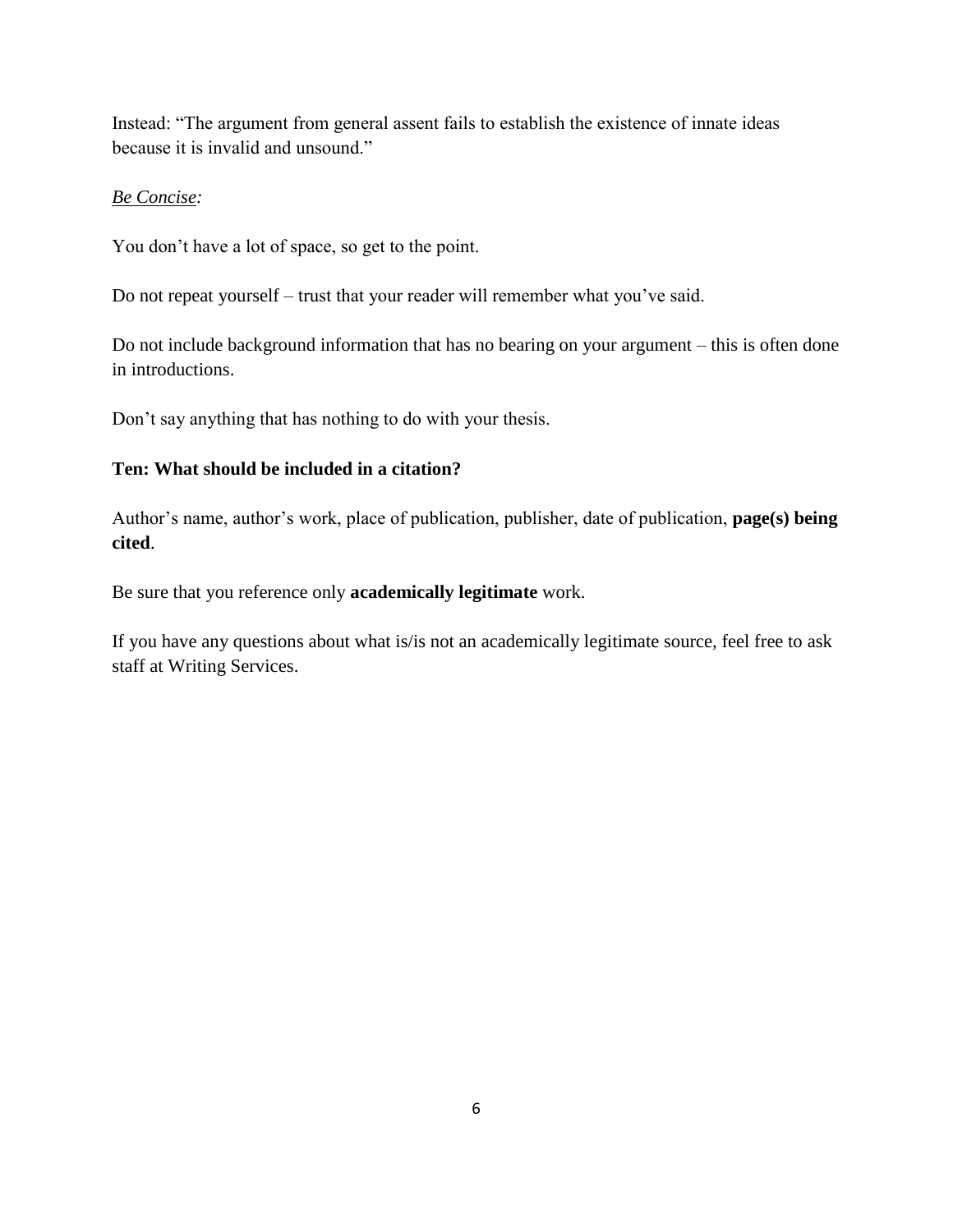Instead: "The argument from general assent fails to establish the existence of innate ideas because it is invalid and unsound."

*Be Concise:*

You don't have a lot of space, so get to the point.

Do not repeat yourself – trust that your reader will remember what you've said.

Do not include background information that has no bearing on your argument – this is often done in introductions.

Don't say anything that has nothing to do with your thesis.

**Ten: What should be included in a citation?**

Author's name, author's work, place of publication, publisher, date of publication, **page(s) being cited**.

Be sure that you reference only **academically legitimate** work.

If you have any questions about what is/is not an academically legitimate source, feel free to ask staff at Writing Services.